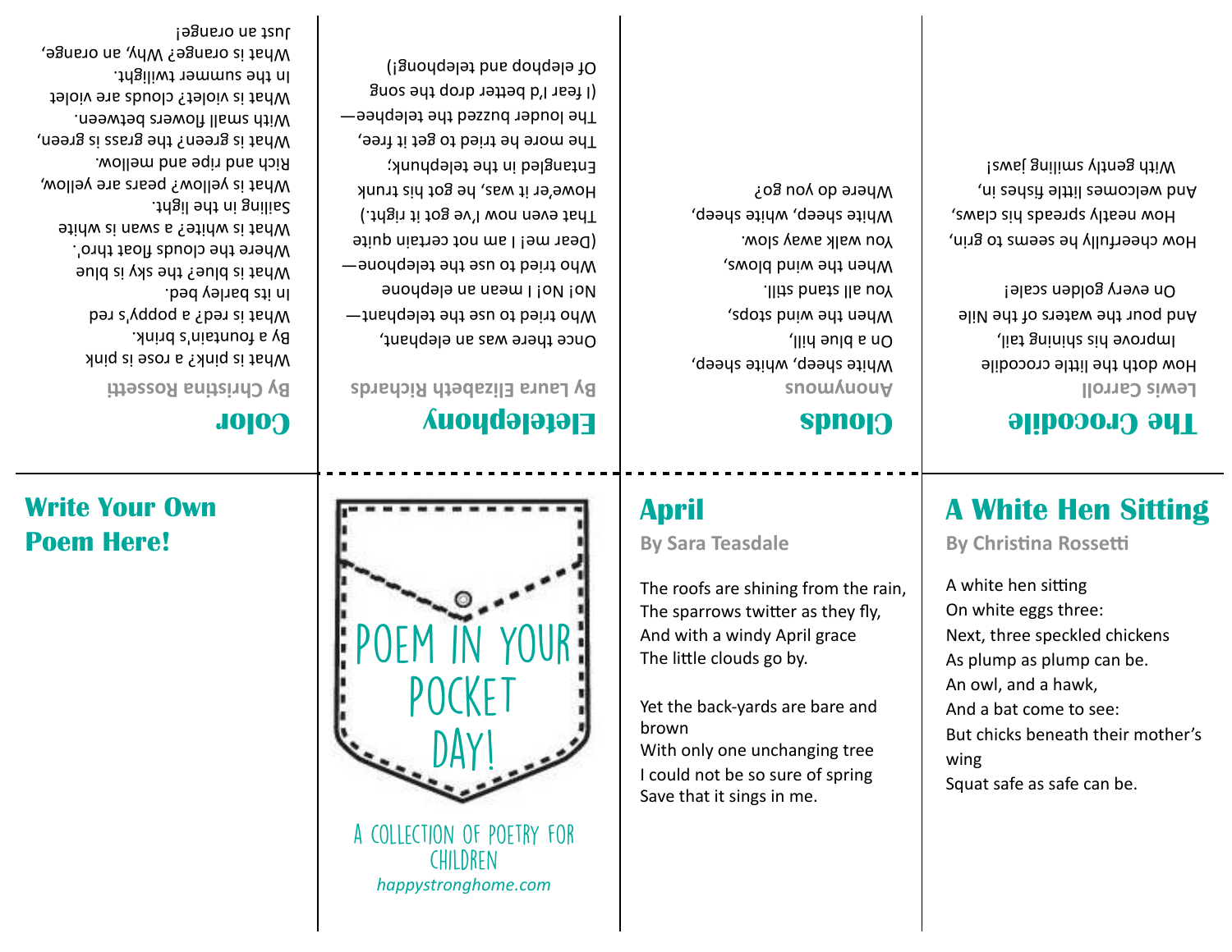# Poem in Your Pocket Day!

A Collection of Poetry for Children

*happystronghome.com*

## April

By Sara Teasdale

The roofs are shining from the rain,
The sparrows twitter as they fly,
And with a windy April grace
The little clouds go by.

Yet the back-yards are bare and brown
With only one unchanging tree
I could not be so sure of spring
Save that it sings in me.

## A White Hen Sitting

By Christina Rossetti

A white hen sitting
On white eggs three:
Next, three speckled chickens
As plump as plump can be.
An owl, and a hawk,
And a bat come to see:
But chicks beneath their mother's wing
Squat safe as safe can be.

## Write Your Own Poem Here!

## Color

By Christina Rossetti

What is pink? a rose is pink
By a fountain's brink.
What is red? a poppy's red
In its barley bed.
What is blue? the sky is blue
Where the clouds float thro'.
What is white? a swan is white
Sailing in the light.
What is yellow? pears are yellow,
Rich and ripe and mellow.
What is green? the grass is green,
With small flowers between.
What is violet? clouds are violet
In the summer twilight.
What is orange? Why, an orange,
Just an orange!

## Eletelephony

By Laura Elizabeth Richards

Once there was an elephant,
Who tried to use the telephant—
No! No! I mean an elephone
Who tried to use the telephone—
(Dear me! I am not certain quite
That even now I've got it right.)
Howe'er it was, he got his trunk
Entangled in the telephunk;
The more he tried to get it free,
The louder buzzed the telephee—
(I fear I'd better drop the song
Of elephop and telephong!)

## Clouds

Anonymous

White sheep, white sheep,
On a blue hill,
When the wind stops,
You all stand still.
When the wind blows,
You walk away slow.
White sheep, white sheep,
Where do you go?

## The Crocodile

Lewis Carroll

How doth the little crocodile
Improve his shining tail,
And pour the waters of the Nile
On every golden scale!

How cheerfully he seems to grin,
How neatly spreads his claws,
And welcomes little fishes in,
With gently smiling jaws!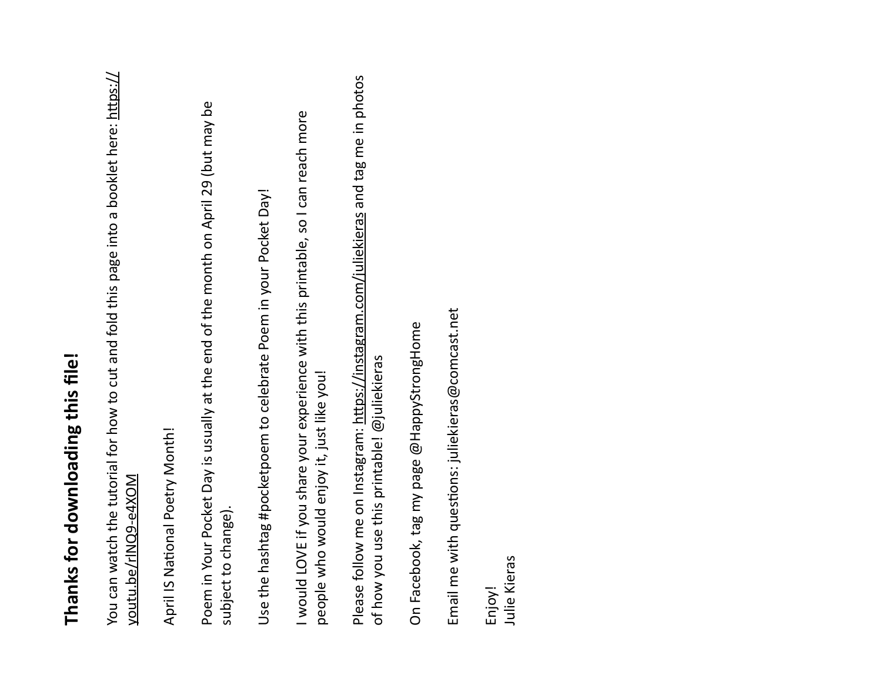**Thanks for downloading this file!**

You can watch the tutorial for how to cut and fold this page into a booklet here: https://youtu.be/rlNQ9-e4XOM

April IS National Poetry Month!

Poem in Your Pocket Day is usually at the end of the month on April 29 (but may be subject to change).

Use the hashtag #pocketpoem to celebrate Poem in your Pocket Day!

I would LOVE if you share your experience with this printable, so I can reach more people who would enjoy it, just like you!

Please follow me on Instagram: https://instagram.com/juliekieras and tag me in photos of how you use this printable! @juliekieras

On Facebook, tag my page @HappyStrongHome

Email me with questions: juliekieras@comcast.net

Enjoy!
Julie Kieras